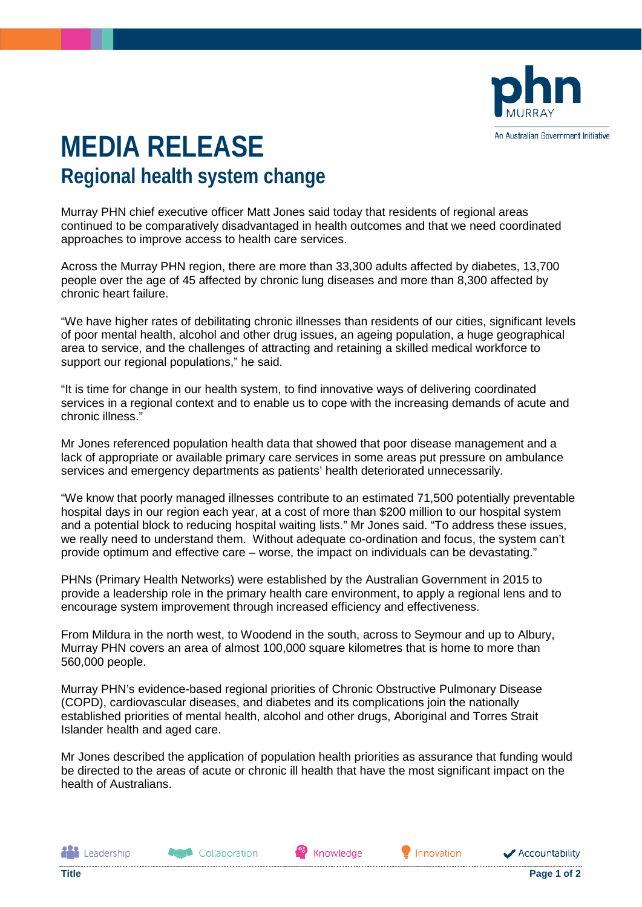# MEDIA RELEASE

## Regional health system change

Murray PHN chief executive officer Matt Jones said today that residents of regional areas continued to be comparatively disadvantaged in health outcomes and that we need coordinated approaches to improve access to health care services.

Across the Murray PHN region, there are more than 33,300 adults affected by diabetes, 13,700 people over the age of 45 affected by chronic lung diseases and more than 8,300 affected by chronic heart failure.

“We have higher rates of debilitating chronic illnesses than residents of our cities, significant levels of poor mental health, alcohol and other drug issues, an ageing population, a huge geographical area to service, and the challenges of attracting and retaining a skilled medical workforce to support our regional populations,” he said.

“It is time for change in our health system, to find innovative ways of delivering coordinated services in a regional context and to enable us to cope with the increasing demands of acute and chronic illness.”

Mr Jones referenced population health data that showed that poor disease management and a lack of appropriate or available primary care services in some areas put pressure on ambulance services and emergency departments as patients’ health deteriorated unnecessarily.

“We know that poorly managed illnesses contribute to an estimated 71,500 potentially preventable hospital days in our region each year, at a cost of more than $200 million to our hospital system and a potential block to reducing hospital waiting lists.” Mr Jones said. “To address these issues, we really need to understand them. Without adequate co-ordination and focus, the system can’t provide optimum and effective care – worse, the impact on individuals can be devastating.”

PHNs (Primary Health Networks) were established by the Australian Government in 2015 to provide a leadership role in the primary health care environment, to apply a regional lens and to encourage system improvement through increased efficiency and effectiveness.

From Mildura in the north west, to Woodend in the south, across to Seymour and up to Albury, Murray PHN covers an area of almost 100,000 square kilometres that is home to more than 560,000 people.

Murray PHN’s evidence-based regional priorities of Chronic Obstructive Pulmonary Disease (COPD), cardiovascular diseases, and diabetes and its complications join the nationally established priorities of mental health, alcohol and other drugs, Aboriginal and Torres Strait Islander health and aged care.

Mr Jones described the application of population health priorities as assurance that funding would be directed to the areas of acute or chronic ill health that have the most significant impact on the health of Australians.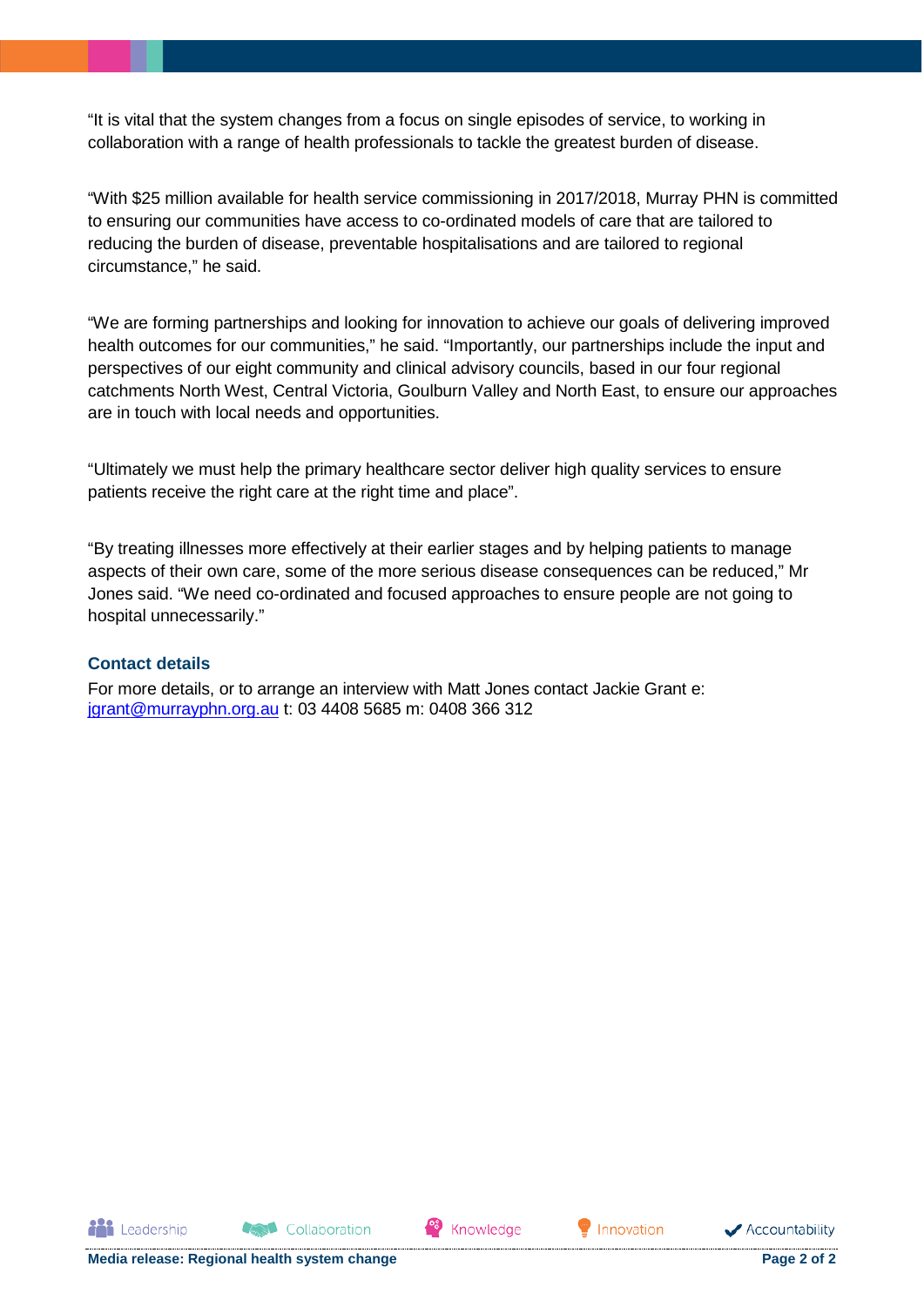"It is vital that the system changes from a focus on single episodes of service, to working in collaboration with a range of health professionals to tackle the greatest burden of disease.

"With $25 million available for health service commissioning in 2017/2018, Murray PHN is committed to ensuring our communities have access to co-ordinated models of care that are tailored to reducing the burden of disease, preventable hospitalisations and are tailored to regional circumstance," he said.

"We are forming partnerships and looking for innovation to achieve our goals of delivering improved health outcomes for our communities," he said. "Importantly, our partnerships include the input and perspectives of our eight community and clinical advisory councils, based in our four regional catchments North West, Central Victoria, Goulburn Valley and North East, to ensure our approaches are in touch with local needs and opportunities.

"Ultimately we must help the primary healthcare sector deliver high quality services to ensure patients receive the right care at the right time and place".

"By treating illnesses more effectively at their earlier stages and by helping patients to manage aspects of their own care, some of the more serious disease consequences can be reduced," Mr Jones said. "We need co-ordinated and focused approaches to ensure people are not going to hospital unnecessarily."

### Contact details

For more details, or to arrange an interview with Matt Jones contact Jackie Grant e: jgrant@murrayphn.org.au t: 03 4408 5685 m: 0408 366 312

Leadership Collaboration Knowledge Innovation Accountability